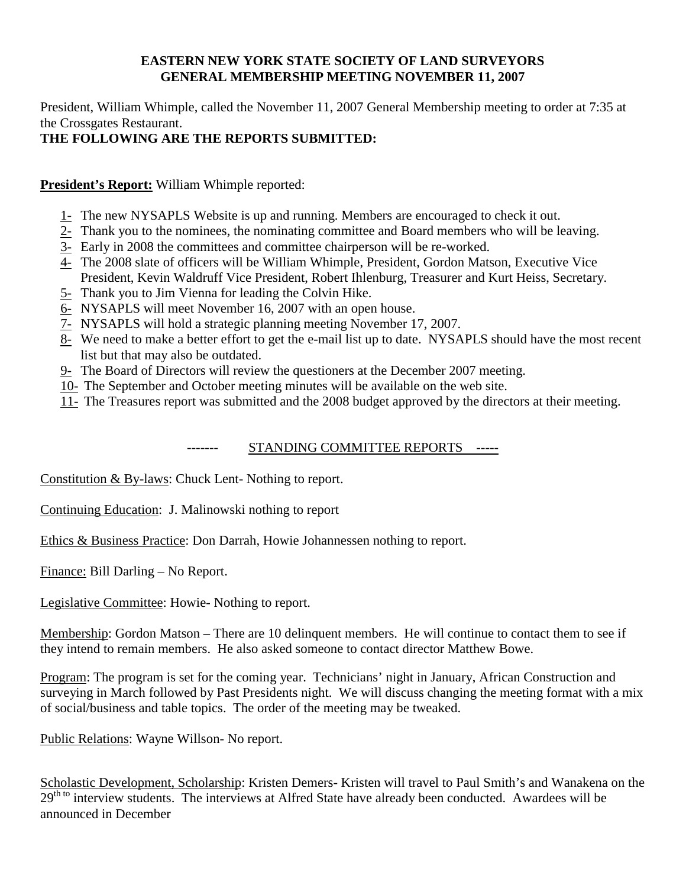**EASTERN NEW YORK STATE SOCIETY OF LAND SURVEYORS**
**GENERAL MEMBERSHIP MEETING NOVEMBER 11, 2007**

President, William Whimple, called the November 11, 2007 General Membership meeting to order at 7:35 at the Crossgates Restaurant.

**THE FOLLOWING ARE THE REPORTS SUBMITTED:**

**President's Report:** William Whimple reported:

1- The new NYSAPLS Website is up and running. Members are encouraged to check it out.
2- Thank you to the nominees, the nominating committee and Board members who will be leaving.
3- Early in 2008 the committees and committee chairperson will be re-worked.
4- The 2008 slate of officers will be William Whimple, President, Gordon Matson, Executive Vice President, Kevin Waldruff Vice President, Robert Ihlenburg, Treasurer and Kurt Heiss, Secretary.
5- Thank you to Jim Vienna for leading the Colvin Hike.
6- NYSAPLS will meet November 16, 2007 with an open house.
7- NYSAPLS will hold a strategic planning meeting November 17, 2007.
8- We need to make a better effort to get the e-mail list up to date. NYSAPLS should have the most recent list but that may also be outdated.
9- The Board of Directors will review the questioners at the December 2007 meeting.
10- The September and October meeting minutes will be available on the web site.
11- The Treasures report was submitted and the 2008 budget approved by the directors at their meeting.

------- STANDING COMMITTEE REPORTS -----

Constitution & By-laws: Chuck Lent- Nothing to report.

Continuing Education: J. Malinowski nothing to report

Ethics & Business Practice: Don Darrah, Howie Johannessen nothing to report.

Finance: Bill Darling – No Report.

Legislative Committee: Howie- Nothing to report.

Membership: Gordon Matson – There are 10 delinquent members. He will continue to contact them to see if they intend to remain members. He also asked someone to contact director Matthew Bowe.

Program: The program is set for the coming year. Technicians' night in January, African Construction and surveying in March followed by Past Presidents night. We will discuss changing the meeting format with a mix of social/business and table topics. The order of the meeting may be tweaked.

Public Relations: Wayne Willson- No report.

Scholastic Development, Scholarship: Kristen Demers- Kristen will travel to Paul Smith's and Wanakena on the 29th to interview students. The interviews at Alfred State have already been conducted. Awardees will be announced in December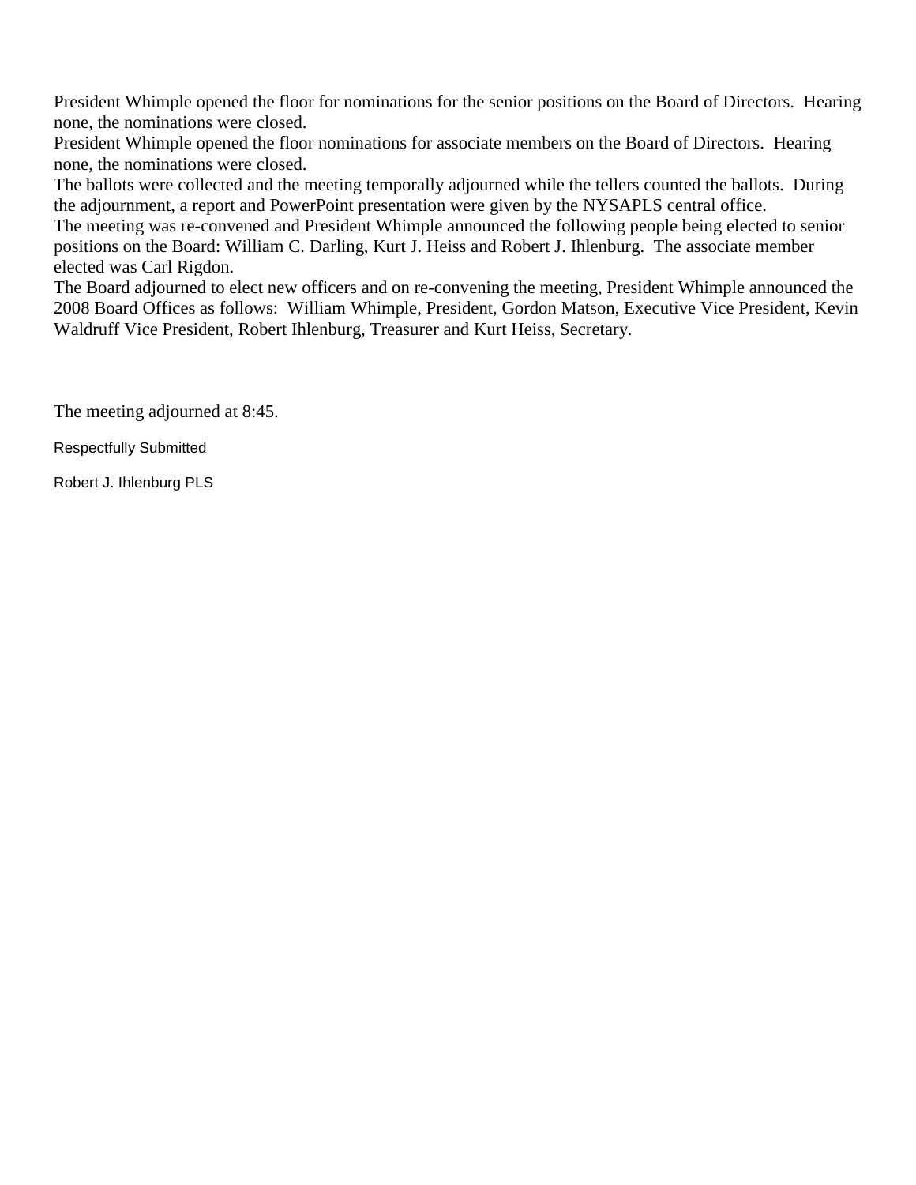President Whimple opened the floor for nominations for the senior positions on the Board of Directors. Hearing none, the nominations were closed.

President Whimple opened the floor nominations for associate members on the Board of Directors. Hearing none, the nominations were closed.

The ballots were collected and the meeting temporally adjourned while the tellers counted the ballots. During the adjournment, a report and PowerPoint presentation were given by the NYSAPLS central office.

The meeting was re-convened and President Whimple announced the following people being elected to senior positions on the Board: William C. Darling, Kurt J. Heiss and Robert J. Ihlenburg. The associate member elected was Carl Rigdon.

The Board adjourned to elect new officers and on re-convening the meeting, President Whimple announced the 2008 Board Offices as follows: William Whimple, President, Gordon Matson, Executive Vice President, Kevin Waldruff Vice President, Robert Ihlenburg, Treasurer and Kurt Heiss, Secretary.

The meeting adjourned at 8:45.

Respectfully Submitted

Robert J. Ihlenburg PLS